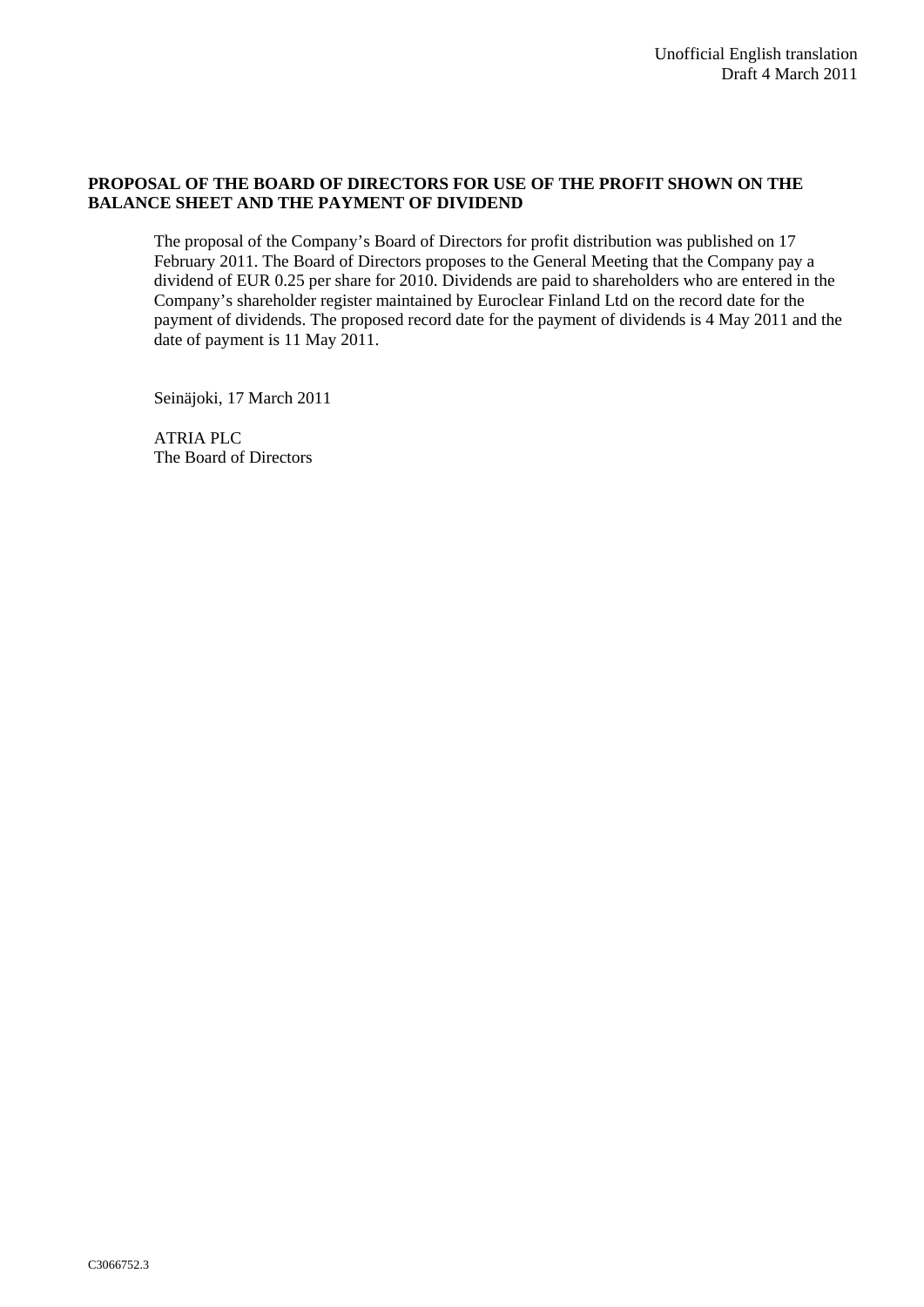Unofficial English translation
Draft 4 March 2011

**PROPOSAL OF THE BOARD OF DIRECTORS FOR USE OF THE PROFIT SHOWN ON THE BALANCE SHEET AND THE PAYMENT OF DIVIDEND**

The proposal of the Company's Board of Directors for profit distribution was published on 17 February 2011. The Board of Directors proposes to the General Meeting that the Company pay a dividend of EUR 0.25 per share for 2010. Dividends are paid to shareholders who are entered in the Company's shareholder register maintained by Euroclear Finland Ltd on the record date for the payment of dividends. The proposed record date for the payment of dividends is 4 May 2011 and the date of payment is 11 May 2011.

Seinäjoki, 17 March 2011

ATRIA PLC
The Board of Directors

C3066752.3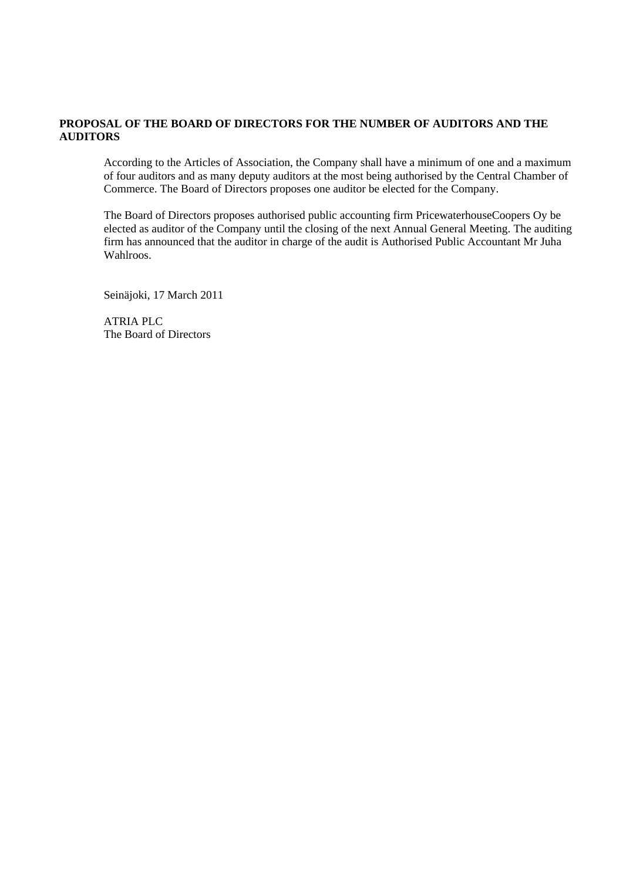**PROPOSAL OF THE BOARD OF DIRECTORS FOR THE NUMBER OF AUDITORS AND THE AUDITORS**

According to the Articles of Association, the Company shall have a minimum of one and a maximum of four auditors and as many deputy auditors at the most being authorised by the Central Chamber of Commerce. The Board of Directors proposes one auditor be elected for the Company.

The Board of Directors proposes authorised public accounting firm PricewaterhouseCoopers Oy be elected as auditor of the Company until the closing of the next Annual General Meeting. The auditing firm has announced that the auditor in charge of the audit is Authorised Public Accountant Mr Juha Wahlroos.

Seinäjoki, 17 March 2011

ATRIA PLC
The Board of Directors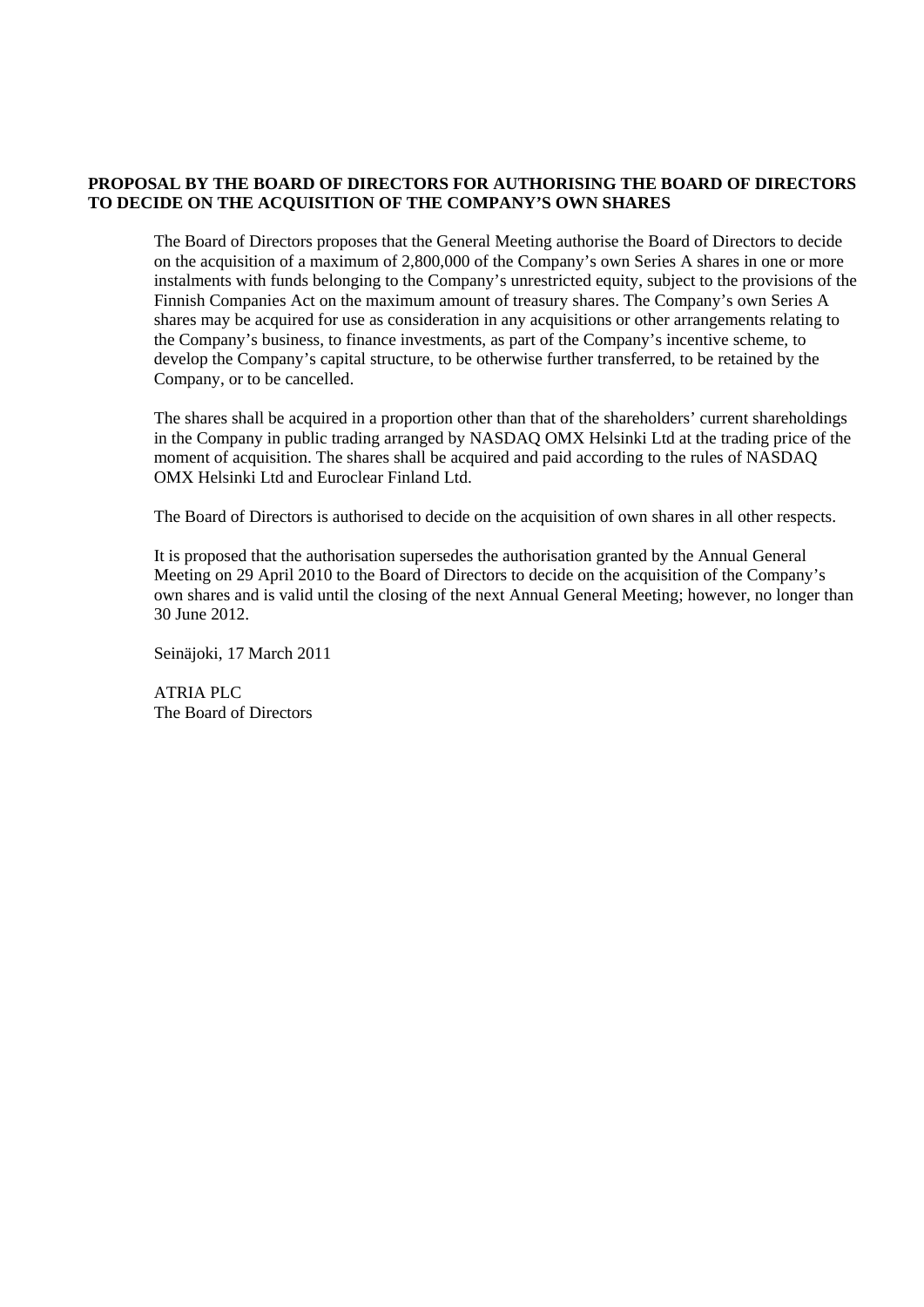**PROPOSAL BY THE BOARD OF DIRECTORS FOR AUTHORISING THE BOARD OF DIRECTORS TO DECIDE ON THE ACQUISITION OF THE COMPANY'S OWN SHARES**

The Board of Directors proposes that the General Meeting authorise the Board of Directors to decide on the acquisition of a maximum of 2,800,000 of the Company's own Series A shares in one or more instalments with funds belonging to the Company's unrestricted equity, subject to the provisions of the Finnish Companies Act on the maximum amount of treasury shares. The Company's own Series A shares may be acquired for use as consideration in any acquisitions or other arrangements relating to the Company's business, to finance investments, as part of the Company's incentive scheme, to develop the Company's capital structure, to be otherwise further transferred, to be retained by the Company, or to be cancelled.

The shares shall be acquired in a proportion other than that of the shareholders' current shareholdings in the Company in public trading arranged by NASDAQ OMX Helsinki Ltd at the trading price of the moment of acquisition. The shares shall be acquired and paid according to the rules of NASDAQ OMX Helsinki Ltd and Euroclear Finland Ltd.

The Board of Directors is authorised to decide on the acquisition of own shares in all other respects.

It is proposed that the authorisation supersedes the authorisation granted by the Annual General Meeting on 29 April 2010 to the Board of Directors to decide on the acquisition of the Company's own shares and is valid until the closing of the next Annual General Meeting; however, no longer than 30 June 2012.

Seinäjoki, 17 March 2011

ATRIA PLC
The Board of Directors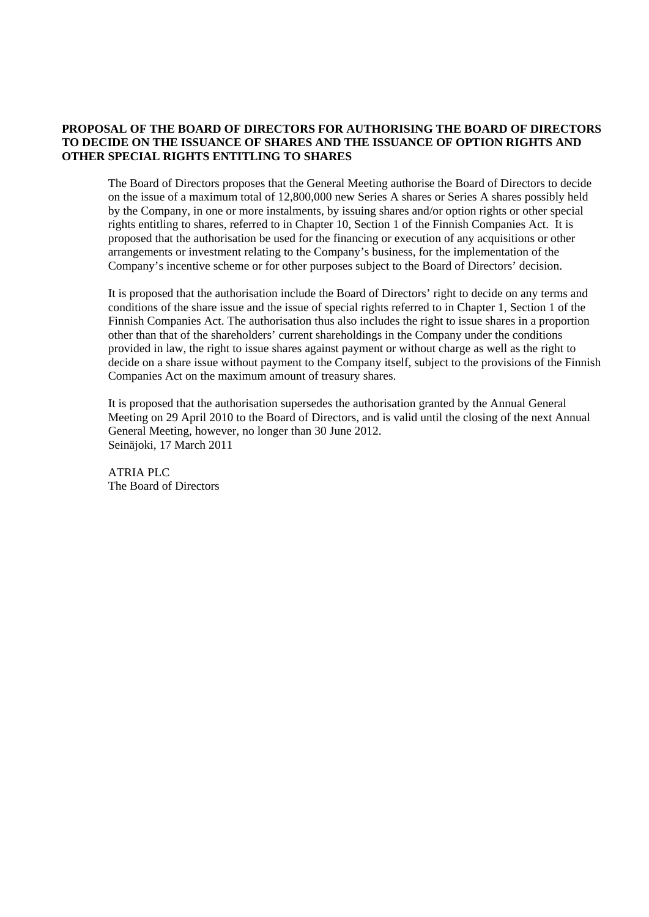**PROPOSAL OF THE BOARD OF DIRECTORS FOR AUTHORISING THE BOARD OF DIRECTORS TO DECIDE ON THE ISSUANCE OF SHARES AND THE ISSUANCE OF OPTION RIGHTS AND OTHER SPECIAL RIGHTS ENTITLING TO SHARES**

The Board of Directors proposes that the General Meeting authorise the Board of Directors to decide on the issue of a maximum total of 12,800,000 new Series A shares or Series A shares possibly held by the Company, in one or more instalments, by issuing shares and/or option rights or other special rights entitling to shares, referred to in Chapter 10, Section 1 of the Finnish Companies Act. It is proposed that the authorisation be used for the financing or execution of any acquisitions or other arrangements or investment relating to the Company's business, for the implementation of the Company's incentive scheme or for other purposes subject to the Board of Directors' decision.

It is proposed that the authorisation include the Board of Directors' right to decide on any terms and conditions of the share issue and the issue of special rights referred to in Chapter 1, Section 1 of the Finnish Companies Act. The authorisation thus also includes the right to issue shares in a proportion other than that of the shareholders' current shareholdings in the Company under the conditions provided in law, the right to issue shares against payment or without charge as well as the right to decide on a share issue without payment to the Company itself, subject to the provisions of the Finnish Companies Act on the maximum amount of treasury shares.

It is proposed that the authorisation supersedes the authorisation granted by the Annual General Meeting on 29 April 2010 to the Board of Directors, and is valid until the closing of the next Annual General Meeting, however, no longer than 30 June 2012.
Seinäjoki, 17 March 2011

ATRIA PLC
The Board of Directors